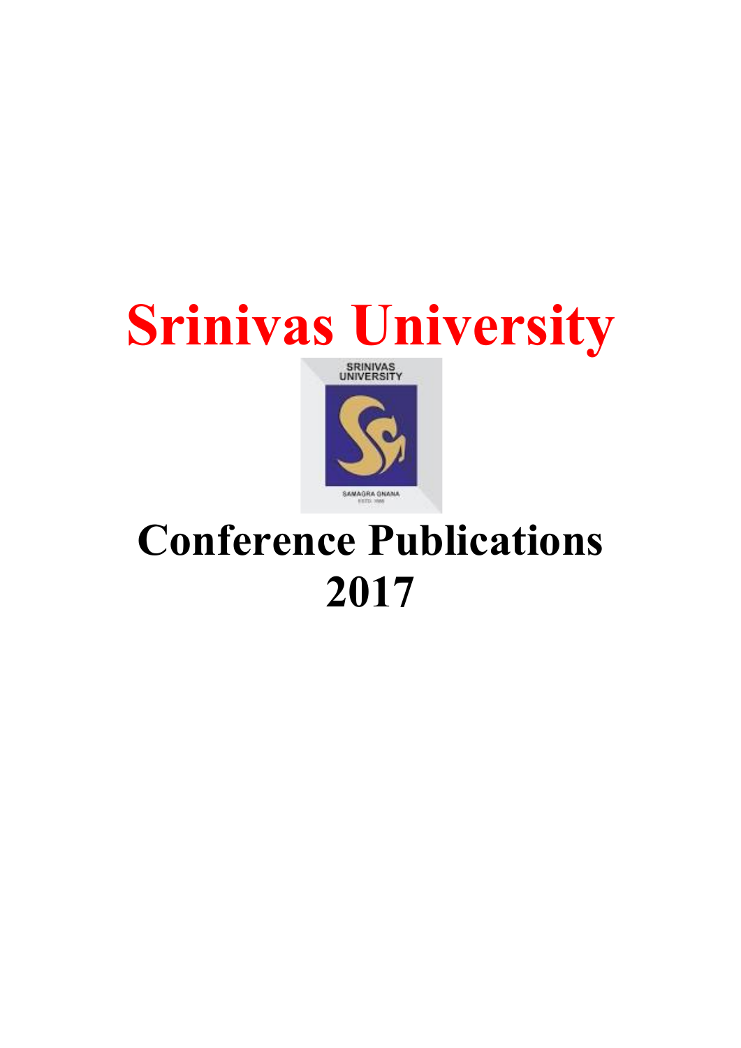# Srinivas University

# Conference Publications 2017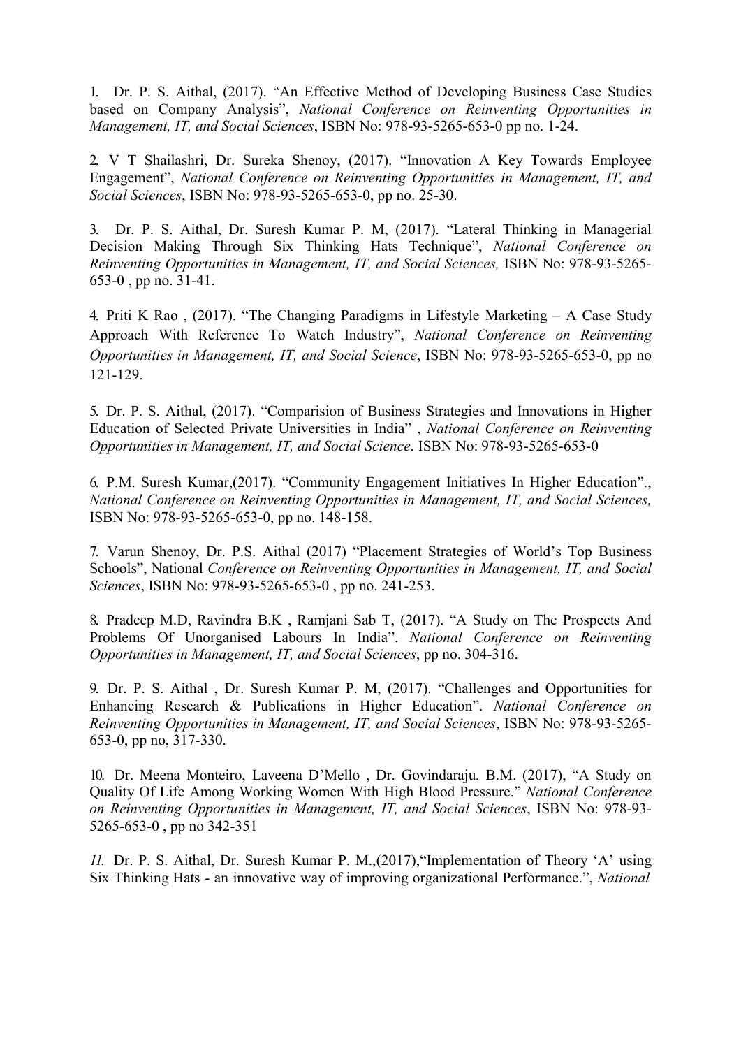1. Dr. P. S. Aithal, (2017). "An Effective Method of Developing Business Case Studies based on Company Analysis", *National Conference on Reinventing Opportunities in Management, IT, and Social Sciences*, ISBN No: 978-93-5265-653-0 pp no. 1-24.

2. V T Shailashri, Dr. Sureka Shenoy, (2017). "Innovation A Key Towards Employee Engagement", *National Conference on Reinventing Opportunities in Management, IT, and Social Sciences*, ISBN No: 978-93-5265-653-0, pp no. 25-30.

3. Dr. P. S. Aithal, Dr. Suresh Kumar P. M, (2017). "Lateral Thinking in Managerial Decision Making Through Six Thinking Hats Technique", *National Conference on Reinventing Opportunities in Management, IT, and Social Sciences,* ISBN No: 978-93-5265-653-0 , pp no. 31-41.

4. Priti K Rao , (2017). "The Changing Paradigms in Lifestyle Marketing – A Case Study Approach With Reference To Watch Industry", *National Conference on Reinventing Opportunities in Management, IT, and Social Science*, ISBN No: 978-93-5265-653-0, pp no 121-129.

5. Dr. P. S. Aithal, (2017). "Comparision of Business Strategies and Innovations in Higher Education of Selected Private Universities in India" , *National Conference on Reinventing Opportunities in Management, IT, and Social Science*. ISBN No: 978-93-5265-653-0

6. P.M. Suresh Kumar,(2017). "Community Engagement Initiatives In Higher Education"., *National Conference on Reinventing Opportunities in Management, IT, and Social Sciences,* ISBN No: 978-93-5265-653-0, pp no. 148-158.

7. Varun Shenoy, Dr. P.S. Aithal (2017) "Placement Strategies of World's Top Business Schools", National *Conference on Reinventing Opportunities in Management, IT, and Social Sciences*, ISBN No: 978-93-5265-653-0 , pp no. 241-253.

8. Pradeep M.D, Ravindra B.K , Ramjani Sab T, (2017). "A Study on The Prospects And Problems Of Unorganised Labours In India". *National Conference on Reinventing Opportunities in Management, IT, and Social Sciences*, pp no. 304-316.

9. Dr. P. S. Aithal , Dr. Suresh Kumar P. M, (2017). "Challenges and Opportunities for Enhancing Research & Publications in Higher Education". *National Conference on Reinventing Opportunities in Management, IT, and Social Sciences*, ISBN No: 978-93-5265-653-0, pp no, 317-330.

10. Dr. Meena Monteiro, Laveena D'Mello , Dr. Govindaraju. B.M. (2017), "A Study on Quality Of Life Among Working Women With High Blood Pressure." *National Conference on Reinventing Opportunities in Management, IT, and Social Sciences*, ISBN No: 978-93-5265-653-0 , pp no 342-351

*11.* Dr. P. S. Aithal, Dr. Suresh Kumar P. M.,(2017),"Implementation of Theory 'A' using Six Thinking Hats - an innovative way of improving organizational Performance.", *National*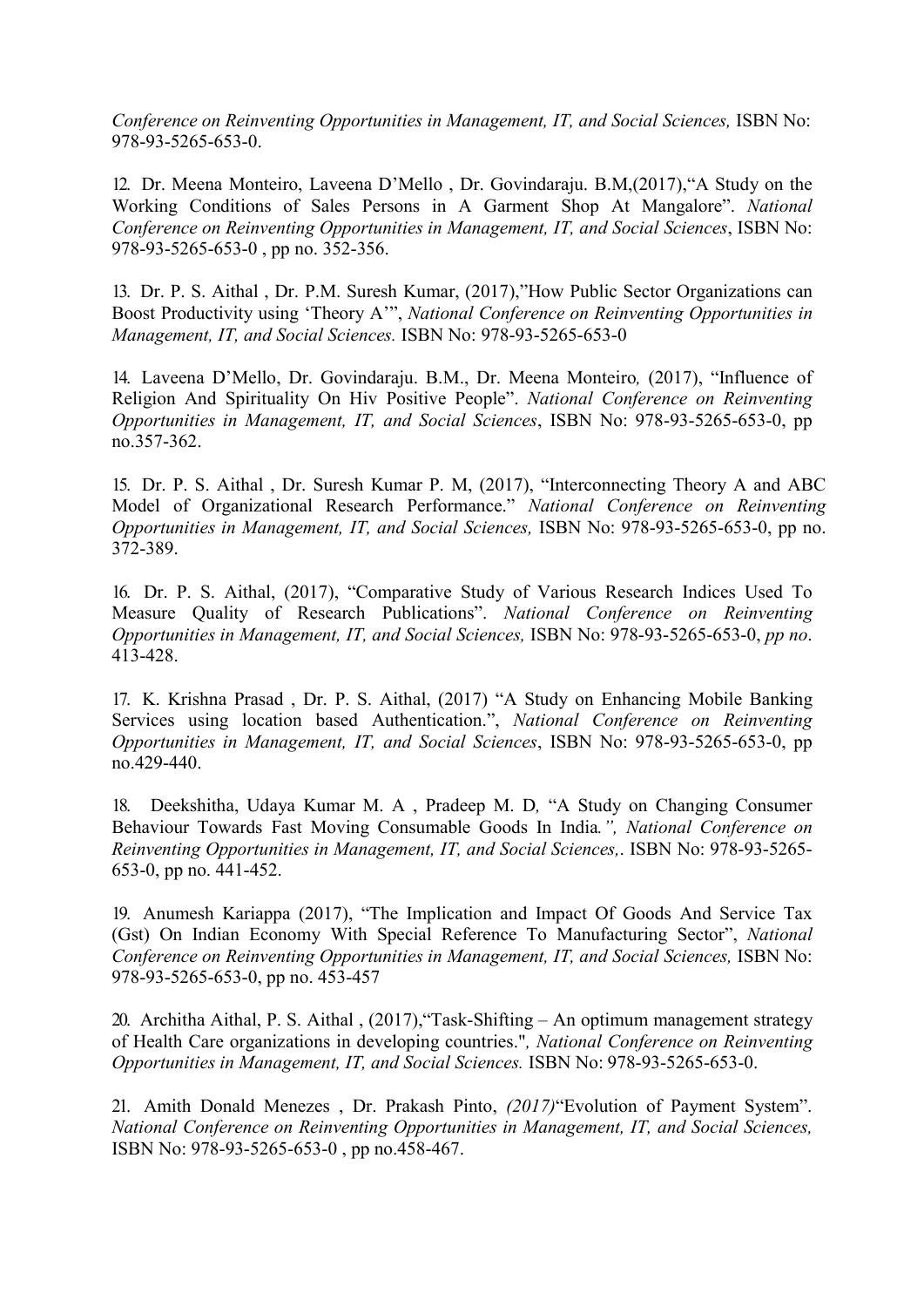*Conference on Reinventing Opportunities in Management, IT, and Social Sciences,* ISBN No: 978-93-5265-653-0.

12. Dr. Meena Monteiro, Laveena D'Mello , Dr. Govindaraju. B.M,(2017),"A Study on the Working Conditions of Sales Persons in A Garment Shop At Mangalore". *National Conference on Reinventing Opportunities in Management, IT, and Social Sciences*, ISBN No: 978-93-5265-653-0 , pp no. 352-356.

13. Dr. P. S. Aithal , Dr. P.M. Suresh Kumar, (2017),"How Public Sector Organizations can Boost Productivity using 'Theory A'", *National Conference on Reinventing Opportunities in Management, IT, and Social Sciences.* ISBN No: 978-93-5265-653-0

14. Laveena D'Mello, Dr. Govindaraju. B.M., Dr. Meena Monteiro*,* (2017), "Influence of Religion And Spirituality On Hiv Positive People". *National Conference on Reinventing Opportunities in Management, IT, and Social Sciences*, ISBN No: 978-93-5265-653-0, pp no.357-362.

15. Dr. P. S. Aithal , Dr. Suresh Kumar P. M, (2017), "Interconnecting Theory A and ABC Model of Organizational Research Performance." *National Conference on Reinventing Opportunities in Management, IT, and Social Sciences,* ISBN No: 978-93-5265-653-0, pp no. 372-389.

16. Dr. P. S. Aithal, (2017), "Comparative Study of Various Research Indices Used To Measure Quality of Research Publications". *National Conference on Reinventing Opportunities in Management, IT, and Social Sciences,* ISBN No: 978-93-5265-653-0, *pp no*. 413-428.

17. K. Krishna Prasad , Dr. P. S. Aithal, (2017) "A Study on Enhancing Mobile Banking Services using location based Authentication.", *National Conference on Reinventing Opportunities in Management, IT, and Social Sciences*, ISBN No: 978-93-5265-653-0, pp no.429-440.

18. Deekshitha, Udaya Kumar M. A , Pradeep M. D*,* "A Study on Changing Consumer Behaviour Towards Fast Moving Consumable Goods In India*.", National Conference on Reinventing Opportunities in Management, IT, and Social Sciences,*. ISBN No: 978-93-5265-653-0, pp no. 441-452.

19. Anumesh Kariappa (2017), "The Implication and Impact Of Goods And Service Tax (Gst) On Indian Economy With Special Reference To Manufacturing Sector", *National Conference on Reinventing Opportunities in Management, IT, and Social Sciences,* ISBN No: 978-93-5265-653-0, pp no. 453-457

20. Architha Aithal, P. S. Aithal , (2017),"Task-Shifting – An optimum management strategy of Health Care organizations in developing countries."*, National Conference on Reinventing Opportunities in Management, IT, and Social Sciences.* ISBN No: 978-93-5265-653-0.

21. Amith Donald Menezes , Dr. Prakash Pinto, *(2017)*"Evolution of Payment System". *National Conference on Reinventing Opportunities in Management, IT, and Social Sciences,* ISBN No: 978-93-5265-653-0 , pp no.458-467.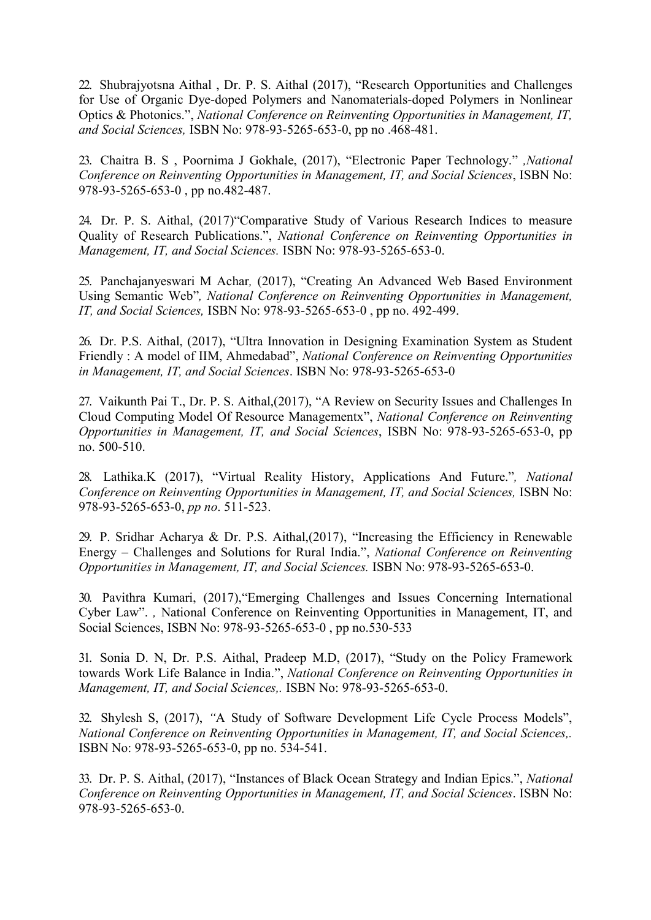22. Shubrajyotsna Aithal , Dr. P. S. Aithal (2017), "Research Opportunities and Challenges for Use of Organic Dye-doped Polymers and Nanomaterials-doped Polymers in Nonlinear Optics & Photonics.", *National Conference on Reinventing Opportunities in Management, IT, and Social Sciences,* ISBN No: 978-93-5265-653-0, pp no .468-481.

23. Chaitra B. S , Poornima J Gokhale, (2017), "Electronic Paper Technology." *,National Conference on Reinventing Opportunities in Management, IT, and Social Sciences*, ISBN No: 978-93-5265-653-0 , pp no.482-487.

24. Dr. P. S. Aithal, (2017)"Comparative Study of Various Research Indices to measure Quality of Research Publications.", *National Conference on Reinventing Opportunities in Management, IT, and Social Sciences.* ISBN No: 978-93-5265-653-0.

25. Panchajanyeswari M Achar*,* (2017), "Creating An Advanced Web Based Environment Using Semantic Web"*, National Conference on Reinventing Opportunities in Management, IT, and Social Sciences,* ISBN No: 978-93-5265-653-0 , pp no. 492-499.

26. Dr. P.S. Aithal, (2017), "Ultra Innovation in Designing Examination System as Student Friendly : A model of IIM, Ahmedabad", *National Conference on Reinventing Opportunities in Management, IT, and Social Sciences*. ISBN No: 978-93-5265-653-0

27. Vaikunth Pai T., Dr. P. S. Aithal,(2017), "A Review on Security Issues and Challenges In Cloud Computing Model Of Resource Managementx", *National Conference on Reinventing Opportunities in Management, IT, and Social Sciences*, ISBN No: 978-93-5265-653-0, pp no. 500-510.

28. Lathika.K (2017), "Virtual Reality History, Applications And Future."*, National Conference on Reinventing Opportunities in Management, IT, and Social Sciences,* ISBN No: 978-93-5265-653-0, *pp no*. 511-523.

29. P. Sridhar Acharya & Dr. P.S. Aithal,(2017), "Increasing the Efficiency in Renewable Energy – Challenges and Solutions for Rural India.", *National Conference on Reinventing Opportunities in Management, IT, and Social Sciences.* ISBN No: 978-93-5265-653-0.

30. Pavithra Kumari, (2017),"Emerging Challenges and Issues Concerning International Cyber Law". *,* National Conference on Reinventing Opportunities in Management, IT, and Social Sciences, ISBN No: 978-93-5265-653-0 , pp no.530-533

31. Sonia D. N, Dr. P.S. Aithal, Pradeep M.D, (2017), "Study on the Policy Framework towards Work Life Balance in India.", *National Conference on Reinventing Opportunities in Management, IT, and Social Sciences,.* ISBN No: 978-93-5265-653-0.

32. Shylesh S, (2017), *"*A Study of Software Development Life Cycle Process Models", *National Conference on Reinventing Opportunities in Management, IT, and Social Sciences,.* ISBN No: 978-93-5265-653-0, pp no. 534-541.

33. Dr. P. S. Aithal, (2017), "Instances of Black Ocean Strategy and Indian Epics.", *National Conference on Reinventing Opportunities in Management, IT, and Social Sciences*. ISBN No: 978-93-5265-653-0.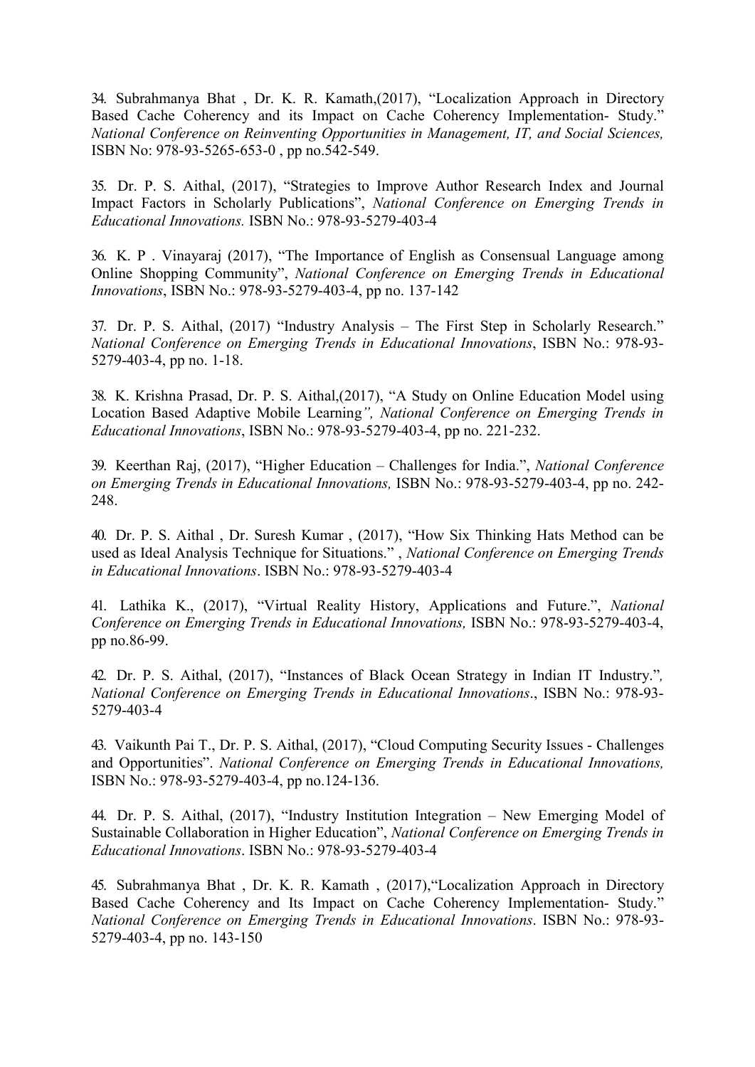34. Subrahmanya Bhat , Dr. K. R. Kamath,(2017), "Localization Approach in Directory Based Cache Coherency and its Impact on Cache Coherency Implementation- Study." *National Conference on Reinventing Opportunities in Management, IT, and Social Sciences,* ISBN No: 978-93-5265-653-0 , pp no.542-549.

35. Dr. P. S. Aithal, (2017), "Strategies to Improve Author Research Index and Journal Impact Factors in Scholarly Publications", *National Conference on Emerging Trends in Educational Innovations.* ISBN No.: 978-93-5279-403-4

36. K. P . Vinayaraj (2017), "The Importance of English as Consensual Language among Online Shopping Community", *National Conference on Emerging Trends in Educational Innovations*, ISBN No.: 978-93-5279-403-4, pp no. 137-142

37. Dr. P. S. Aithal, (2017) "Industry Analysis – The First Step in Scholarly Research." *National Conference on Emerging Trends in Educational Innovations*, ISBN No.: 978-93-5279-403-4, pp no. 1-18.

38. K. Krishna Prasad, Dr. P. S. Aithal,(2017), "A Study on Online Education Model using Location Based Adaptive Mobile Learning*", National Conference on Emerging Trends in Educational Innovations*, ISBN No.: 978-93-5279-403-4, pp no. 221-232.

39. Keerthan Raj, (2017), "Higher Education – Challenges for India.", *National Conference on Emerging Trends in Educational Innovations,* ISBN No.: 978-93-5279-403-4, pp no. 242-248.

40. Dr. P. S. Aithal , Dr. Suresh Kumar , (2017), "How Six Thinking Hats Method can be used as Ideal Analysis Technique for Situations." , *National Conference on Emerging Trends in Educational Innovations*. ISBN No.: 978-93-5279-403-4

41. Lathika K., (2017), "Virtual Reality History, Applications and Future.", *National Conference on Emerging Trends in Educational Innovations,* ISBN No.: 978-93-5279-403-4, pp no.86-99.

42. Dr. P. S. Aithal, (2017), "Instances of Black Ocean Strategy in Indian IT Industry."*, National Conference on Emerging Trends in Educational Innovations*., ISBN No.: 978-93-5279-403-4

43. Vaikunth Pai T., Dr. P. S. Aithal, (2017), "Cloud Computing Security Issues - Challenges and Opportunities". *National Conference on Emerging Trends in Educational Innovations,* ISBN No.: 978-93-5279-403-4, pp no.124-136.

44. Dr. P. S. Aithal, (2017), "Industry Institution Integration – New Emerging Model of Sustainable Collaboration in Higher Education", *National Conference on Emerging Trends in Educational Innovations*. ISBN No.: 978-93-5279-403-4

45. Subrahmanya Bhat , Dr. K. R. Kamath , (2017),"Localization Approach in Directory Based Cache Coherency and Its Impact on Cache Coherency Implementation- Study." *National Conference on Emerging Trends in Educational Innovations*. ISBN No.: 978-93-5279-403-4, pp no. 143-150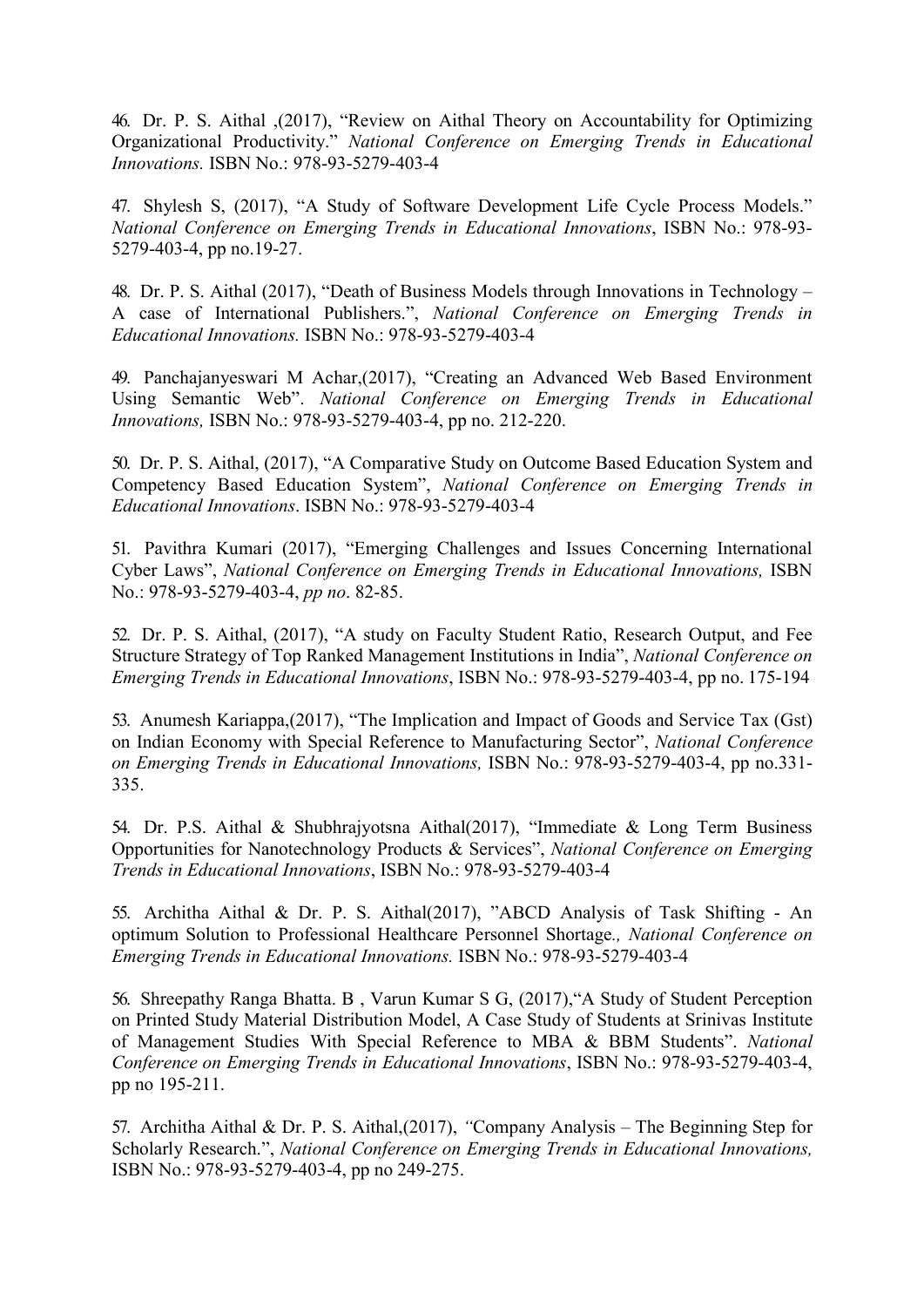46. Dr. P. S. Aithal ,(2017), "Review on Aithal Theory on Accountability for Optimizing Organizational Productivity." *National Conference on Emerging Trends in Educational Innovations.* ISBN No.: 978-93-5279-403-4

47. Shylesh S, (2017), "A Study of Software Development Life Cycle Process Models." *National Conference on Emerging Trends in Educational Innovations*, ISBN No.: 978-93-5279-403-4, pp no.19-27.

48. Dr. P. S. Aithal (2017), "Death of Business Models through Innovations in Technology – A case of International Publishers.", *National Conference on Emerging Trends in Educational Innovations.* ISBN No.: 978-93-5279-403-4

49. Panchajanyeswari M Achar,(2017), "Creating an Advanced Web Based Environment Using Semantic Web". *National Conference on Emerging Trends in Educational Innovations,* ISBN No.: 978-93-5279-403-4, pp no. 212-220.

50. Dr. P. S. Aithal, (2017), "A Comparative Study on Outcome Based Education System and Competency Based Education System", *National Conference on Emerging Trends in Educational Innovations*. ISBN No.: 978-93-5279-403-4

51. Pavithra Kumari (2017), "Emerging Challenges and Issues Concerning International Cyber Laws", *National Conference on Emerging Trends in Educational Innovations,* ISBN No.: 978-93-5279-403-4, *pp no*. 82-85.

52. Dr. P. S. Aithal, (2017), "A study on Faculty Student Ratio, Research Output, and Fee Structure Strategy of Top Ranked Management Institutions in India", *National Conference on Emerging Trends in Educational Innovations*, ISBN No.: 978-93-5279-403-4, pp no. 175-194

53. Anumesh Kariappa,(2017), "The Implication and Impact of Goods and Service Tax (Gst) on Indian Economy with Special Reference to Manufacturing Sector", *National Conference on Emerging Trends in Educational Innovations,* ISBN No.: 978-93-5279-403-4, pp no.331-335.

54. Dr. P.S. Aithal & Shubhrajyotsna Aithal(2017), "Immediate & Long Term Business Opportunities for Nanotechnology Products & Services", *National Conference on Emerging Trends in Educational Innovations*, ISBN No.: 978-93-5279-403-4

55. Architha Aithal & Dr. P. S. Aithal(2017), "ABCD Analysis of Task Shifting - An optimum Solution to Professional Healthcare Personnel Shortage*., National Conference on Emerging Trends in Educational Innovations.* ISBN No.: 978-93-5279-403-4

56. Shreepathy Ranga Bhatta. B , Varun Kumar S G, (2017),"A Study of Student Perception on Printed Study Material Distribution Model, A Case Study of Students at Srinivas Institute of Management Studies With Special Reference to MBA & BBM Students". *National Conference on Emerging Trends in Educational Innovations*, ISBN No.: 978-93-5279-403-4, pp no 195-211.

57. Architha Aithal & Dr. P. S. Aithal,(2017), "Company Analysis – The Beginning Step for Scholarly Research.", *National Conference on Emerging Trends in Educational Innovations,* ISBN No.: 978-93-5279-403-4, pp no 249-275.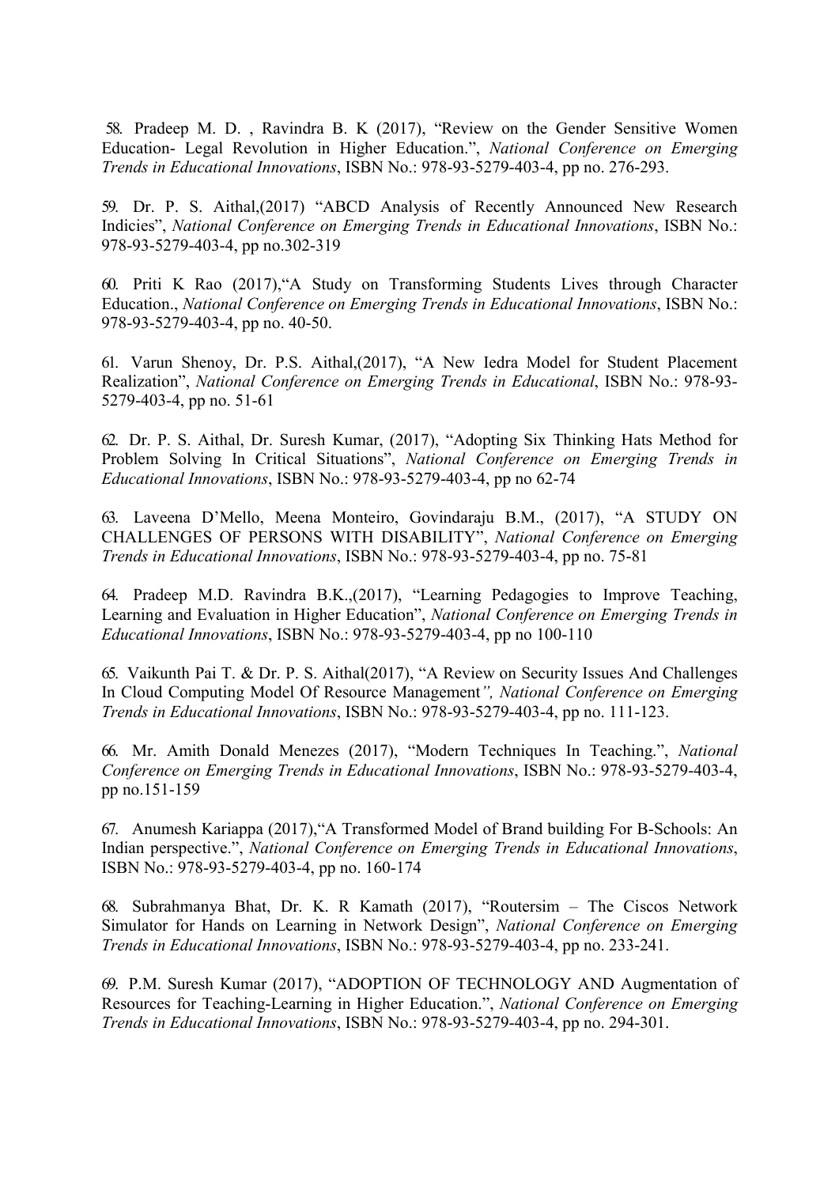58. Pradeep M. D. , Ravindra B. K (2017), "Review on the Gender Sensitive Women Education- Legal Revolution in Higher Education.", *National Conference on Emerging Trends in Educational Innovations*, ISBN No.: 978-93-5279-403-4, pp no. 276-293.

59. Dr. P. S. Aithal,(2017) "ABCD Analysis of Recently Announced New Research Indicies", *National Conference on Emerging Trends in Educational Innovations*, ISBN No.: 978-93-5279-403-4, pp no.302-319

60. Priti K Rao (2017),"A Study on Transforming Students Lives through Character Education., *National Conference on Emerging Trends in Educational Innovations*, ISBN No.: 978-93-5279-403-4, pp no. 40-50.

61. Varun Shenoy, Dr. P.S. Aithal,(2017), "A New Iedra Model for Student Placement Realization", *National Conference on Emerging Trends in Educational*, ISBN No.: 978-93-5279-403-4, pp no. 51-61

62. Dr. P. S. Aithal, Dr. Suresh Kumar, (2017), "Adopting Six Thinking Hats Method for Problem Solving In Critical Situations", *National Conference on Emerging Trends in Educational Innovations*, ISBN No.: 978-93-5279-403-4, pp no 62-74

63. Laveena D'Mello, Meena Monteiro, Govindaraju B.M., (2017), "A STUDY ON CHALLENGES OF PERSONS WITH DISABILITY", *National Conference on Emerging Trends in Educational Innovations*, ISBN No.: 978-93-5279-403-4, pp no. 75-81

64. Pradeep M.D. Ravindra B.K.,(2017), "Learning Pedagogies to Improve Teaching, Learning and Evaluation in Higher Education", *National Conference on Emerging Trends in Educational Innovations*, ISBN No.: 978-93-5279-403-4, pp no 100-110

65. Vaikunth Pai T. & Dr. P. S. Aithal(2017), "A Review on Security Issues And Challenges In Cloud Computing Model Of Resource Management*", National Conference on Emerging Trends in Educational Innovations*, ISBN No.: 978-93-5279-403-4, pp no. 111-123.

66. Mr. Amith Donald Menezes (2017), "Modern Techniques In Teaching.", *National Conference on Emerging Trends in Educational Innovations*, ISBN No.: 978-93-5279-403-4, pp no.151-159

67. Anumesh Kariappa (2017),"A Transformed Model of Brand building For B-Schools: An Indian perspective.", *National Conference on Emerging Trends in Educational Innovations*, ISBN No.: 978-93-5279-403-4, pp no. 160-174

68. Subrahmanya Bhat, Dr. K. R Kamath (2017), "Routersim – The Ciscos Network Simulator for Hands on Learning in Network Design", *National Conference on Emerging Trends in Educational Innovations*, ISBN No.: 978-93-5279-403-4, pp no. 233-241.

69. P.M. Suresh Kumar (2017), "ADOPTION OF TECHNOLOGY AND Augmentation of Resources for Teaching-Learning in Higher Education.", *National Conference on Emerging Trends in Educational Innovations*, ISBN No.: 978-93-5279-403-4, pp no. 294-301.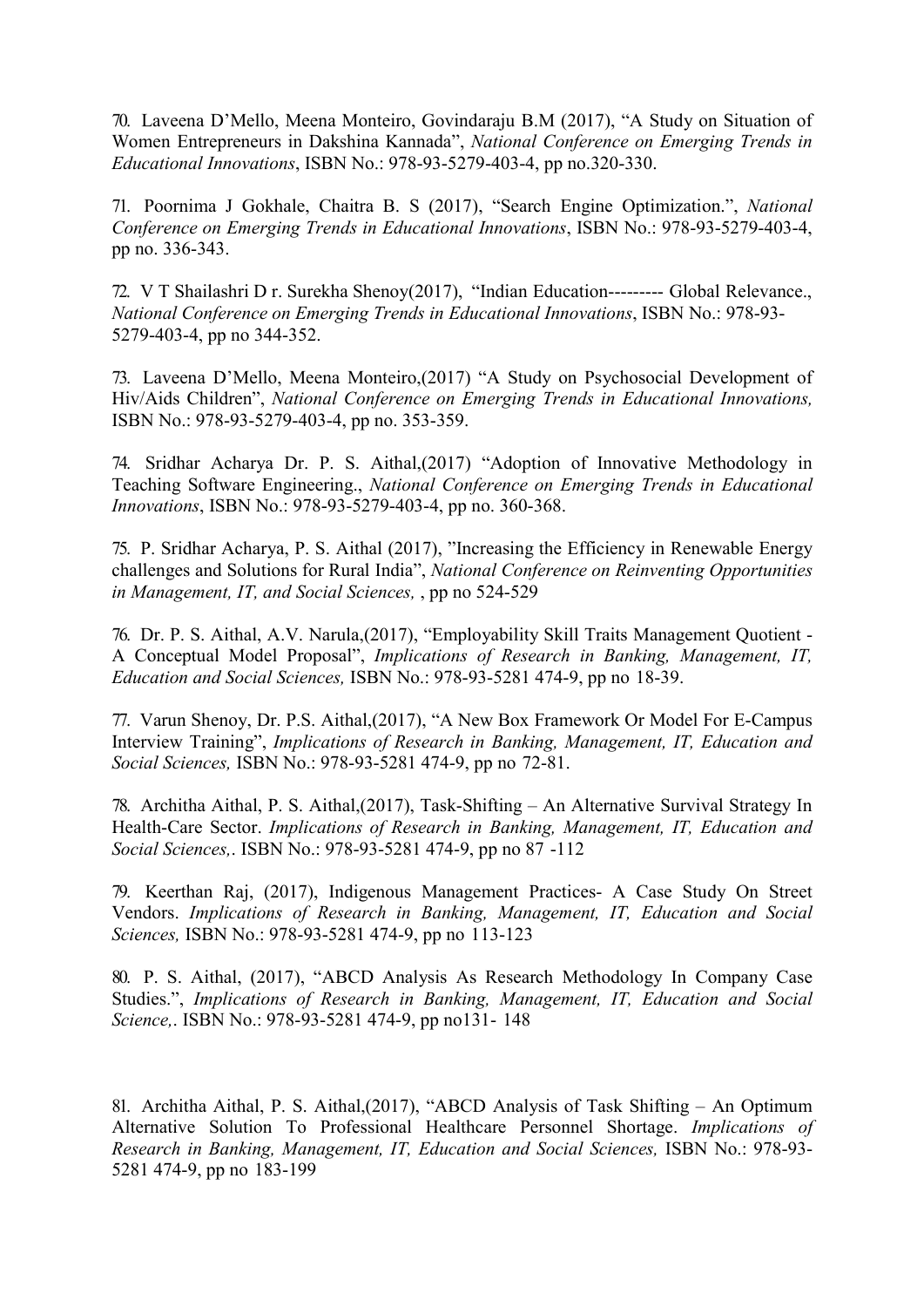70. Laveena D'Mello, Meena Monteiro, Govindaraju B.M (2017), "A Study on Situation of Women Entrepreneurs in Dakshina Kannada", *National Conference on Emerging Trends in Educational Innovations*, ISBN No.: 978-93-5279-403-4, pp no.320-330.

71. Poornima J Gokhale, Chaitra B. S (2017), "Search Engine Optimization.", *National Conference on Emerging Trends in Educational Innovations*, ISBN No.: 978-93-5279-403-4, pp no. 336-343.

72. V T Shailashri D r. Surekha Shenoy(2017), "Indian Education--------- Global Relevance., *National Conference on Emerging Trends in Educational Innovations*, ISBN No.: 978-93-5279-403-4, pp no 344-352.

73. Laveena D'Mello, Meena Monteiro,(2017) "A Study on Psychosocial Development of Hiv/Aids Children", *National Conference on Emerging Trends in Educational Innovations,* ISBN No.: 978-93-5279-403-4, pp no. 353-359.

74. Sridhar Acharya Dr. P. S. Aithal,(2017) "Adoption of Innovative Methodology in Teaching Software Engineering., *National Conference on Emerging Trends in Educational Innovations*, ISBN No.: 978-93-5279-403-4, pp no. 360-368.

75. P. Sridhar Acharya, P. S. Aithal (2017), "Increasing the Efficiency in Renewable Energy challenges and Solutions for Rural India", *National Conference on Reinventing Opportunities in Management, IT, and Social Sciences,* , pp no 524-529

76. Dr. P. S. Aithal, A.V. Narula,(2017), "Employability Skill Traits Management Quotient - A Conceptual Model Proposal", *Implications of Research in Banking, Management, IT, Education and Social Sciences,* ISBN No.: 978-93-5281 474-9, pp no 18-39.

77. Varun Shenoy, Dr. P.S. Aithal,(2017), "A New Box Framework Or Model For E-Campus Interview Training", *Implications of Research in Banking, Management, IT, Education and Social Sciences,* ISBN No.: 978-93-5281 474-9, pp no 72-81.

78. Architha Aithal, P. S. Aithal,(2017), Task-Shifting – An Alternative Survival Strategy In Health-Care Sector. *Implications of Research in Banking, Management, IT, Education and Social Sciences,*. ISBN No.: 978-93-5281 474-9, pp no 87 -112

79. Keerthan Raj, (2017), Indigenous Management Practices- A Case Study On Street Vendors. *Implications of Research in Banking, Management, IT, Education and Social Sciences,* ISBN No.: 978-93-5281 474-9, pp no 113-123

80. P. S. Aithal, (2017), "ABCD Analysis As Research Methodology In Company Case Studies.", *Implications of Research in Banking, Management, IT, Education and Social Science,*. ISBN No.: 978-93-5281 474-9, pp no131- 148

81. Architha Aithal, P. S. Aithal,(2017), "ABCD Analysis of Task Shifting – An Optimum Alternative Solution To Professional Healthcare Personnel Shortage. *Implications of Research in Banking, Management, IT, Education and Social Sciences,* ISBN No.: 978-93-5281 474-9, pp no 183-199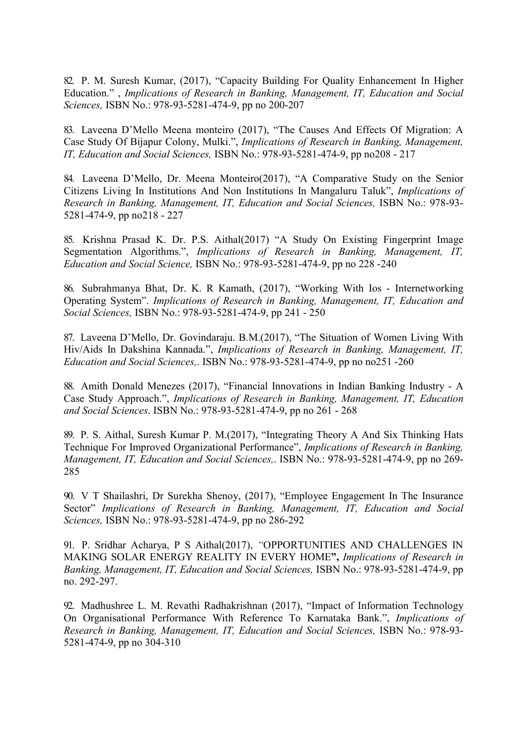82. P. M. Suresh Kumar, (2017), "Capacity Building For Quality Enhancement In Higher Education." , *Implications of Research in Banking, Management, IT, Education and Social Sciences,* ISBN No.: 978-93-5281-474-9, pp no 200-207

83. Laveena D'Mello Meena monteiro (2017), "The Causes And Effects Of Migration: A Case Study Of Bijapur Colony, Mulki.", *Implications of Research in Banking, Management, IT, Education and Social Sciences,* ISBN No.: 978-93-5281-474-9, pp no208 - 217

84. Laveena D'Mello, Dr. Meena Monteiro(2017), "A Comparative Study on the Senior Citizens Living In Institutions And Non Institutions In Mangaluru Taluk", *Implications of Research in Banking, Management, IT, Education and Social Sciences,* ISBN No.: 978-93-5281-474-9, pp no218 - 227

85. Krishna Prasad K. Dr. P.S. Aithal(2017) "A Study On Existing Fingerprint Image Segmentation Algorithms.", *Implications of Research in Banking, Management, IT, Education and Social Science,* ISBN No.: 978-93-5281-474-9, pp no 228 -240

86. Subrahmanya Bhat, Dr. K. R Kamath, (2017), "Working With Ios - Internetworking Operating System". *Implications of Research in Banking, Management, IT, Education and Social Sciences,* ISBN No.: 978-93-5281-474-9, pp 241 - 250

87. Laveena D'Mello, Dr. Govindaraju. B.M.(2017), "The Situation of Women Living With Hiv/Aids In Dakshina Kannada.", *Implications of Research in Banking, Management, IT, Education and Social Sciences,*. ISBN No.: 978-93-5281-474-9, pp no no251 -260

88. Amith Donald Menezes (2017), "Financial Innovations in Indian Banking Industry - A Case Study Approach.", *Implications of Research in Banking, Management, IT, Education and Social Sciences*. ISBN No.: 978-93-5281-474-9, pp no 261 - 268

89. P. S. Aithal, Suresh Kumar P. M.(2017), "Integrating Theory A And Six Thinking Hats Technique For Improved Organizational Performance", *Implications of Research in Banking, Management, IT, Education and Social Sciences,*. ISBN No.: 978-93-5281-474-9, pp no 269-285

90. V T Shailashri, Dr Surekha Shenoy, (2017), "Employee Engagement In The Insurance Sector" *Implications of Research in Banking, Management, IT, Education and Social Sciences,* ISBN No.: 978-93-5281-474-9, pp no 286-292

91. P. Sridhar Acharya, P S Aithal(2017), "OPPORTUNITIES AND CHALLENGES IN MAKING SOLAR ENERGY REALITY IN EVERY HOME**",** *Implications of Research in Banking, Management, IT, Education and Social Sciences,* ISBN No.: 978-93-5281-474-9, pp no. 292-297.

92. Madhushree L. M. Revathi Radhakrishnan (2017), "Impact of Information Technology On Organisational Performance With Reference To Karnataka Bank.", *Implications of Research in Banking, Management, IT, Education and Social Sciences,* ISBN No.: 978-93-5281-474-9, pp no 304-310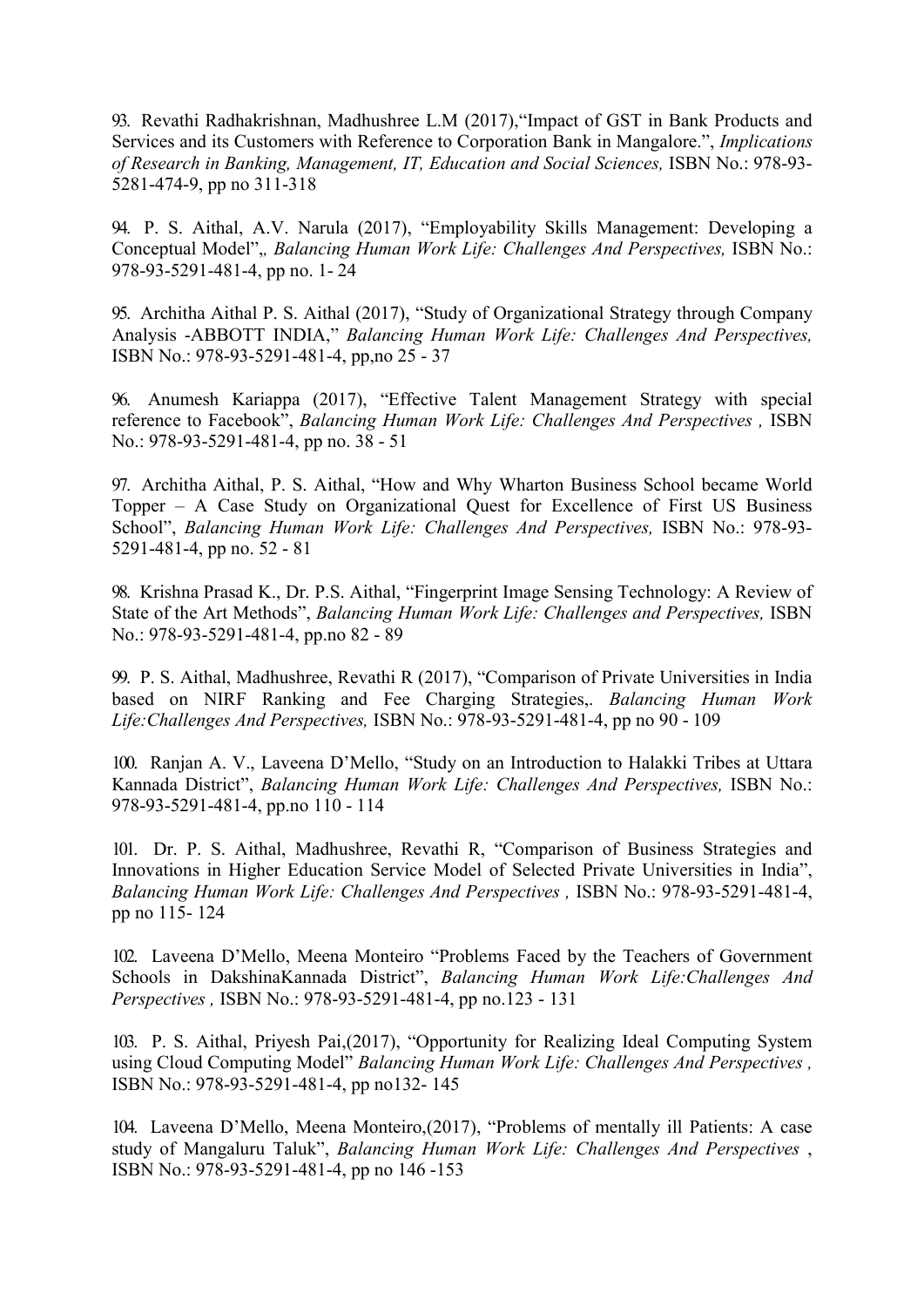93. Revathi Radhakrishnan, Madhushree L.M (2017),"Impact of GST in Bank Products and Services and its Customers with Reference to Corporation Bank in Mangalore.", *Implications of Research in Banking, Management, IT, Education and Social Sciences,* ISBN No.: 978-93-5281-474-9, pp no 311-318

94. P. S. Aithal, A.V. Narula (2017), "Employability Skills Management: Developing a Conceptual Model",*, Balancing Human Work Life: Challenges And Perspectives,* ISBN No.: 978-93-5291-481-4, pp no. 1- 24

95. Architha Aithal P. S. Aithal (2017), "Study of Organizational Strategy through Company Analysis -ABBOTT INDIA," *Balancing Human Work Life: Challenges And Perspectives,* ISBN No.: 978-93-5291-481-4, pp,no 25 - 37

96. Anumesh Kariappa (2017), "Effective Talent Management Strategy with special reference to Facebook", *Balancing Human Work Life: Challenges And Perspectives ,* ISBN No.: 978-93-5291-481-4, pp no. 38 - 51

97. Architha Aithal, P. S. Aithal, "How and Why Wharton Business School became World Topper – A Case Study on Organizational Quest for Excellence of First US Business School", *Balancing Human Work Life: Challenges And Perspectives,* ISBN No.: 978-93-5291-481-4, pp no. 52 - 81

98. Krishna Prasad K., Dr. P.S. Aithal, "Fingerprint Image Sensing Technology: A Review of State of the Art Methods", *Balancing Human Work Life: Challenges and Perspectives,* ISBN No.: 978-93-5291-481-4, pp.no 82 - 89

99. P. S. Aithal, Madhushree, Revathi R (2017), "Comparison of Private Universities in India based on NIRF Ranking and Fee Charging Strategies,. *Balancing Human Work Life:Challenges And Perspectives,* ISBN No.: 978-93-5291-481-4, pp no 90 - 109

100. Ranjan A. V., Laveena D'Mello, "Study on an Introduction to Halakki Tribes at Uttara Kannada District", *Balancing Human Work Life: Challenges And Perspectives,* ISBN No.: 978-93-5291-481-4, pp.no 110 - 114

101. Dr. P. S. Aithal, Madhushree, Revathi R, "Comparison of Business Strategies and Innovations in Higher Education Service Model of Selected Private Universities in India", *Balancing Human Work Life: Challenges And Perspectives ,* ISBN No.: 978-93-5291-481-4, pp no 115- 124

102. Laveena D'Mello, Meena Monteiro "Problems Faced by the Teachers of Government Schools in DakshinaKannada District", *Balancing Human Work Life:Challenges And Perspectives ,* ISBN No.: 978-93-5291-481-4, pp no.123 - 131

103. P. S. Aithal, Priyesh Pai,(2017), "Opportunity for Realizing Ideal Computing System using Cloud Computing Model" *Balancing Human Work Life: Challenges And Perspectives ,* ISBN No.: 978-93-5291-481-4, pp no132- 145

104. Laveena D'Mello, Meena Monteiro,(2017), "Problems of mentally ill Patients: A case study of Mangaluru Taluk", *Balancing Human Work Life: Challenges And Perspectives* , ISBN No.: 978-93-5291-481-4, pp no 146 -153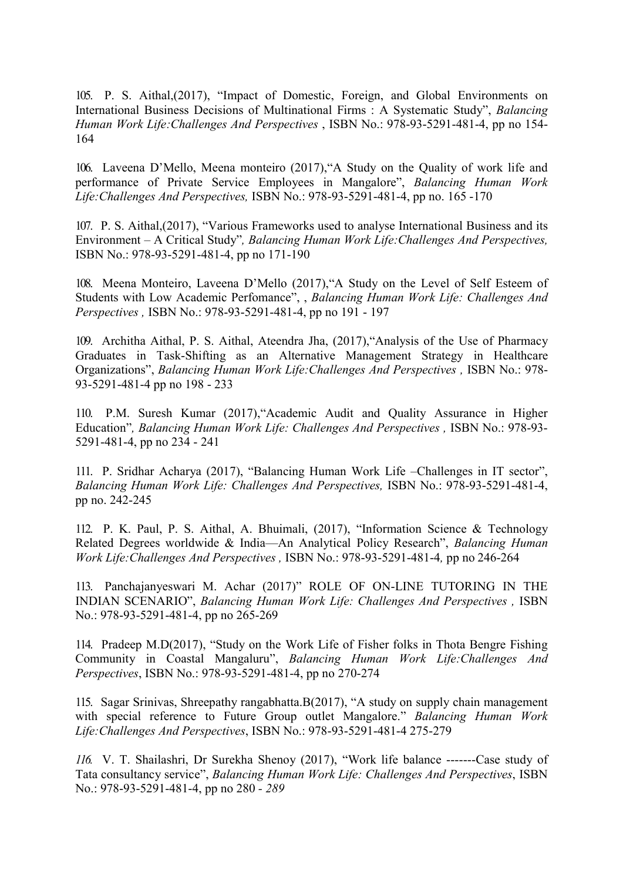105. P. S. Aithal,(2017), "Impact of Domestic, Foreign, and Global Environments on International Business Decisions of Multinational Firms : A Systematic Study", *Balancing Human Work Life:Challenges And Perspectives* , ISBN No.: 978-93-5291-481-4, pp no 154-164

106. Laveena D'Mello, Meena monteiro (2017),"A Study on the Quality of work life and performance of Private Service Employees in Mangalore", *Balancing Human Work Life:Challenges And Perspectives,* ISBN No.: 978-93-5291-481-4, pp no. 165 -170

107. P. S. Aithal,(2017), "Various Frameworks used to analyse International Business and its Environment – A Critical Study"*, Balancing Human Work Life:Challenges And Perspectives,* ISBN No.: 978-93-5291-481-4, pp no 171-190

108. Meena Monteiro, Laveena D'Mello (2017),"A Study on the Level of Self Esteem of Students with Low Academic Perfomance", , *Balancing Human Work Life: Challenges And Perspectives ,* ISBN No.: 978-93-5291-481-4, pp no 191 - 197

109. Architha Aithal, P. S. Aithal, Ateendra Jha, (2017),"Analysis of the Use of Pharmacy Graduates in Task-Shifting as an Alternative Management Strategy in Healthcare Organizations", *Balancing Human Work Life:Challenges And Perspectives ,* ISBN No.: 978-93-5291-481-4 pp no 198 - 233

110. P.M. Suresh Kumar (2017),"Academic Audit and Quality Assurance in Higher Education"*, Balancing Human Work Life: Challenges And Perspectives ,* ISBN No.: 978-93-5291-481-4, pp no 234 - 241

111. P. Sridhar Acharya (2017), "Balancing Human Work Life –Challenges in IT sector", *Balancing Human Work Life: Challenges And Perspectives,* ISBN No.: 978-93-5291-481-4, pp no. 242-245

112. P. K. Paul, P. S. Aithal, A. Bhuimali, (2017), "Information Science & Technology Related Degrees worldwide & India—An Analytical Policy Research", *Balancing Human Work Life:Challenges And Perspectives ,* ISBN No.: 978-93-5291-481-4*,* pp no 246-264

113. Panchajanyeswari M. Achar (2017)" ROLE OF ON-LINE TUTORING IN THE INDIAN SCENARIO", *Balancing Human Work Life: Challenges And Perspectives ,* ISBN No.: 978-93-5291-481-4, pp no 265-269

114. Pradeep M.D(2017), "Study on the Work Life of Fisher folks in Thota Bengre Fishing Community in Coastal Mangaluru", *Balancing Human Work Life:Challenges And Perspectives*, ISBN No.: 978-93-5291-481-4, pp no 270-274

115. Sagar Srinivas, Shreepathy rangabhatta.B(2017), "A study on supply chain management with special reference to Future Group outlet Mangalore." *Balancing Human Work Life:Challenges And Perspectives*, ISBN No.: 978-93-5291-481-4 275-279

*116.* V. T. Shailashri, Dr Surekha Shenoy (2017), "Work life balance -------Case study of Tata consultancy service", *Balancing Human Work Life: Challenges And Perspectives*, ISBN No.: 978-93-5291-481-4, pp no 280 - *289*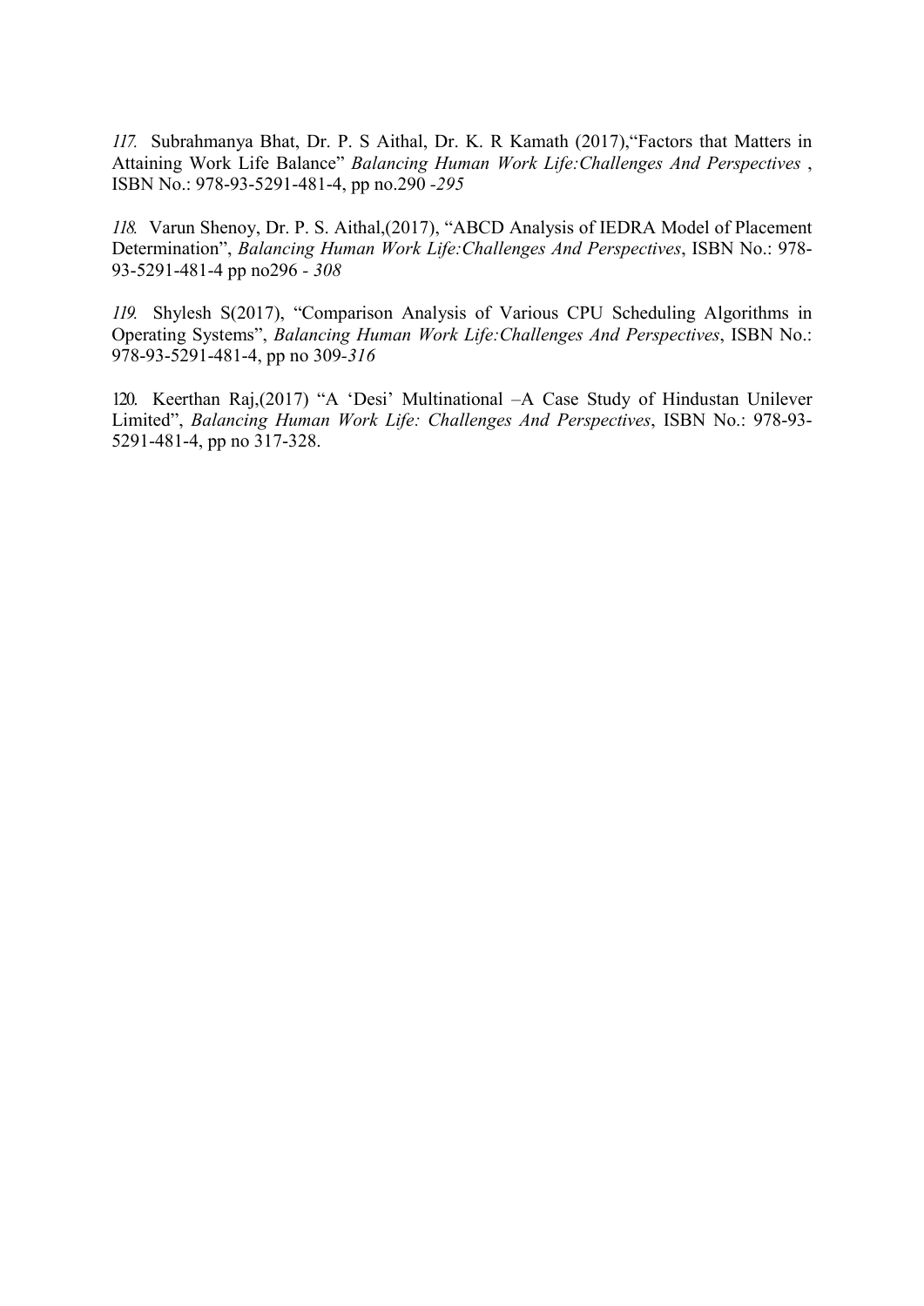*117.* Subrahmanya Bhat, Dr. P. S Aithal, Dr. K. R Kamath (2017),"Factors that Matters in Attaining Work Life Balance" *Balancing Human Work Life:Challenges And Perspectives* , ISBN No.: 978-93-5291-481-4, pp no.290 *-295*

*118.* Varun Shenoy, Dr. P. S. Aithal,(2017), "ABCD Analysis of IEDRA Model of Placement Determination", *Balancing Human Work Life:Challenges And Perspectives*, ISBN No.: 978-93-5291-481-4 pp no296 - *308*

*119.* Shylesh S(2017), "Comparison Analysis of Various CPU Scheduling Algorithms in Operating Systems", *Balancing Human Work Life:Challenges And Perspectives*, ISBN No.: 978-93-5291-481-4, pp no 309-*316*

120. Keerthan Raj,(2017) "A 'Desi' Multinational –A Case Study of Hindustan Unilever Limited", *Balancing Human Work Life: Challenges And Perspectives*, ISBN No.: 978-93-5291-481-4, pp no 317-328.